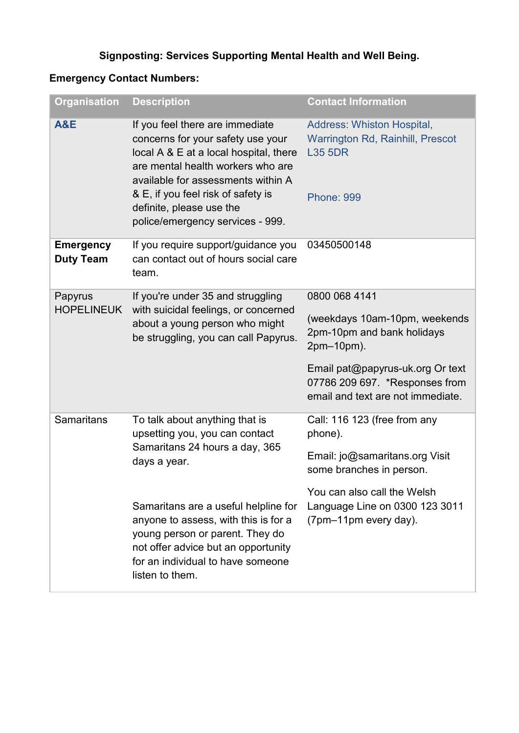**Signposting: Services Supporting Mental Health and Well Being.**

**Emergency Contact Numbers:**

| Organisation | Description | Contact Information |
|---|---|---|
| **A&E** | If you feel there are immediate concerns for your safety use your local A & E at a local hospital, there are mental health workers who are available for assessments within A & E, if you feel risk of safety is definite, please use the police/emergency services - 999. | Address: Whiston Hospital, Warrington Rd, Rainhill, Prescot L35 5DR<br><br>Phone: 999 |
| **Emergency Duty Team** | If you require support/guidance you can contact out of hours social care team. | 03450500148 |
| Papyrus HOPELINEUK | If you're under 35 and struggling with suicidal feelings, or concerned about a young person who might be struggling, you can call Papyrus. | 0800 068 4141<br><br>(weekdays 10am-10pm, weekends 2pm-10pm and bank holidays 2pm–10pm).<br><br>Email pat@papyrus-uk.org Or text 07786 209 697. *Responses from email and text are not immediate. |
| Samaritans | To talk about anything that is upsetting you, you can contact Samaritans 24 hours a day, 365 days a year.<br><br>Samaritans are a useful helpline for anyone to assess, with this is for a young person or parent. They do not offer advice but an opportunity for an individual to have someone listen to them. | Call: 116 123 (free from any phone).<br><br>Email: jo@samaritans.org Visit some branches in person.<br><br>You can also call the Welsh Language Line on 0300 123 3011 (7pm–11pm every day). |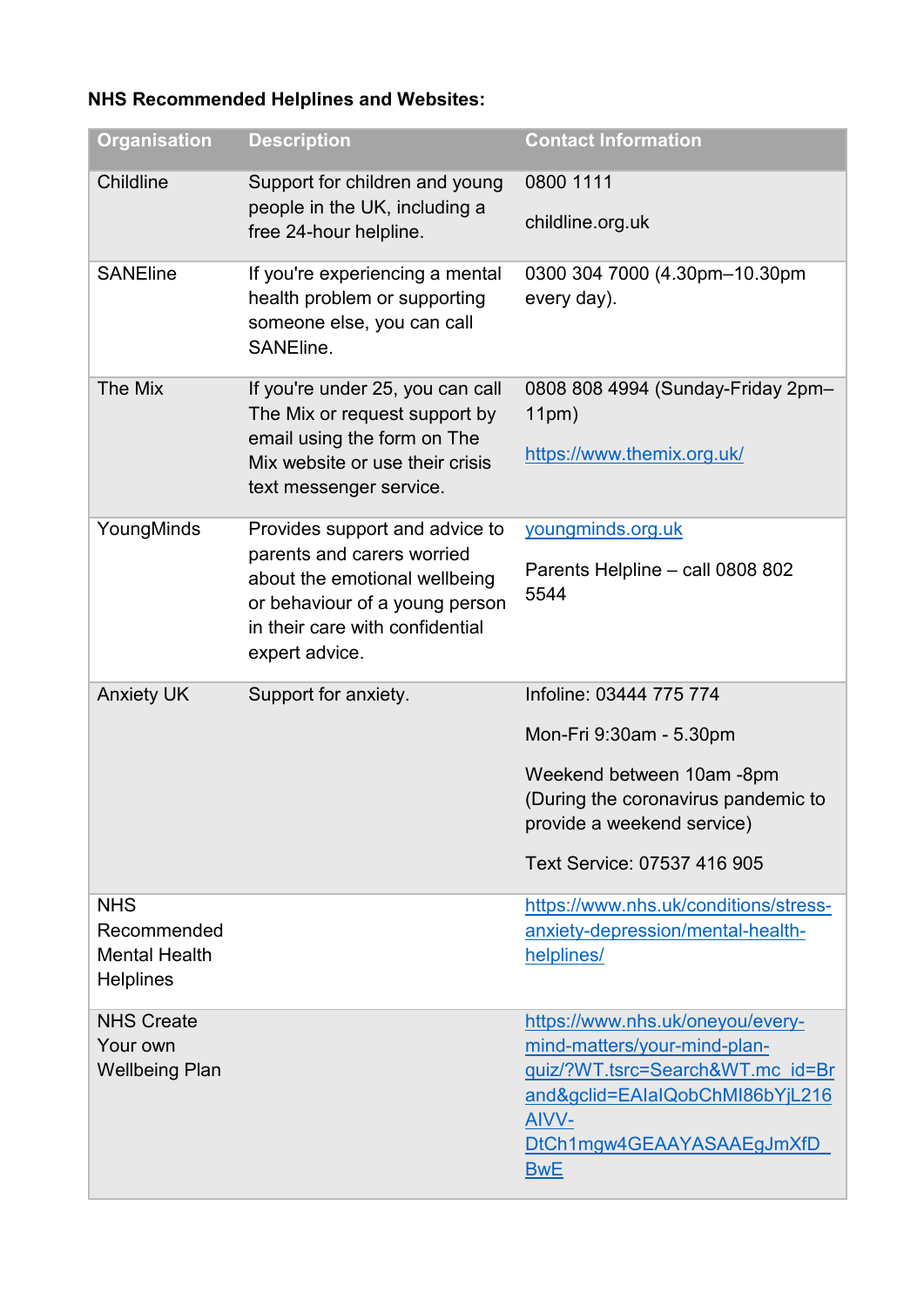**NHS Recommended Helplines and Websites:**

| Organisation | Description | Contact Information |
| --- | --- | --- |
| Childline | Support for children and young people in the UK, including a free 24-hour helpline. | 0800 1111<br><br>childline.org.uk |
| SANEline | If you're experiencing a mental health problem or supporting someone else, you can call SANEline. | 0300 304 7000 (4.30pm–10.30pm every day). |
| The Mix | If you're under 25, you can call The Mix or request support by email using the form on The Mix website or use their crisis text messenger service. | 0808 808 4994 (Sunday-Friday 2pm–11pm)<br><br>https://www.themix.org.uk/ |
| YoungMinds | Provides support and advice to parents and carers worried about the emotional wellbeing or behaviour of a young person in their care with confidential expert advice. | youngminds.org.uk<br><br>Parents Helpline – call 0808 802 5544 |
| Anxiety UK | Support for anxiety. | Infoline: 03444 775 774<br><br>Mon-Fri 9:30am - 5.30pm<br><br>Weekend between 10am -8pm (During the coronavirus pandemic to provide a weekend service)<br><br>Text Service: 07537 416 905 |
| NHS Recommended Mental Health Helplines | | https://www.nhs.uk/conditions/stress-anxiety-depression/mental-health-helplines/ |
| NHS Create Your own Wellbeing Plan | | https://www.nhs.uk/oneyou/every-mind-matters/your-mind-plan-quiz/?WT.tsrc=Search&WT.mc_id=Brand&gclid=EAIaIQobChMI86bYjL216AIVV-DtCh1mgw4GEAAYASAAEgJmXfD_BwE |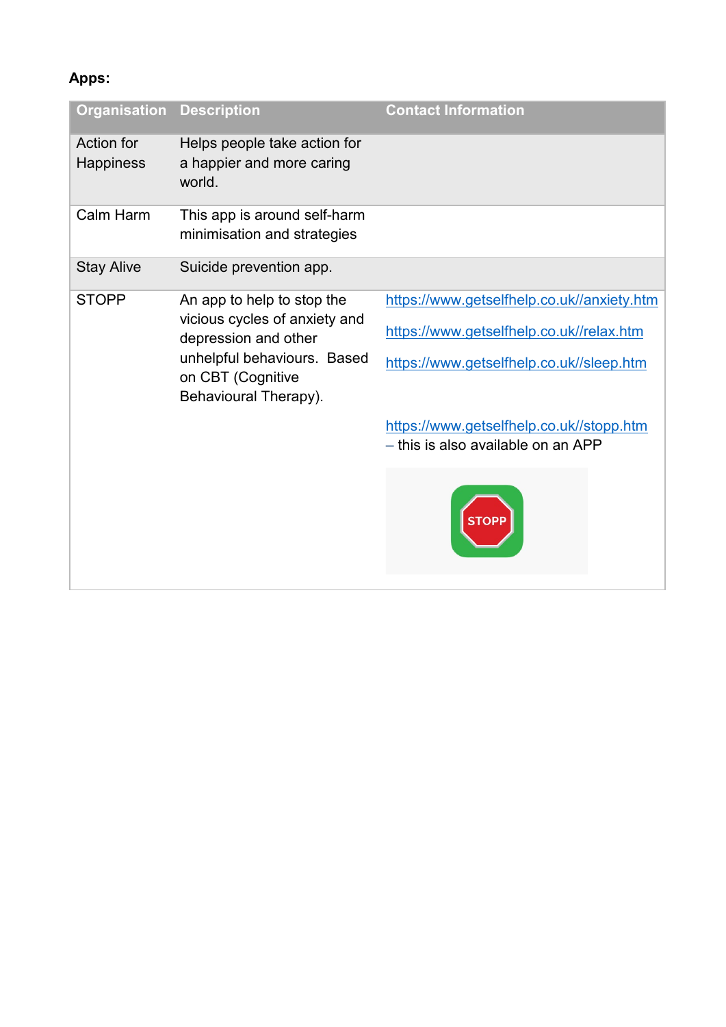**Apps:**

| Organisation | Description | Contact Information |
|---|---|---|
| Action for Happiness | Helps people take action for a happier and more caring world. | |
| Calm Harm | This app is around self-harm minimisation and strategies | |
| Stay Alive | Suicide prevention app. | |
| STOPP | An app to help to stop the vicious cycles of anxiety and depression and other unhelpful behaviours. Based on CBT (Cognitive Behavioural Therapy). | https://www.getselfhelp.co.uk//anxiety.htm<br>https://www.getselfhelp.co.uk//relax.htm<br>https://www.getselfhelp.co.uk//sleep.htm<br><br>https://www.getselfhelp.co.uk//stopp.htm – this is also available on an APP |